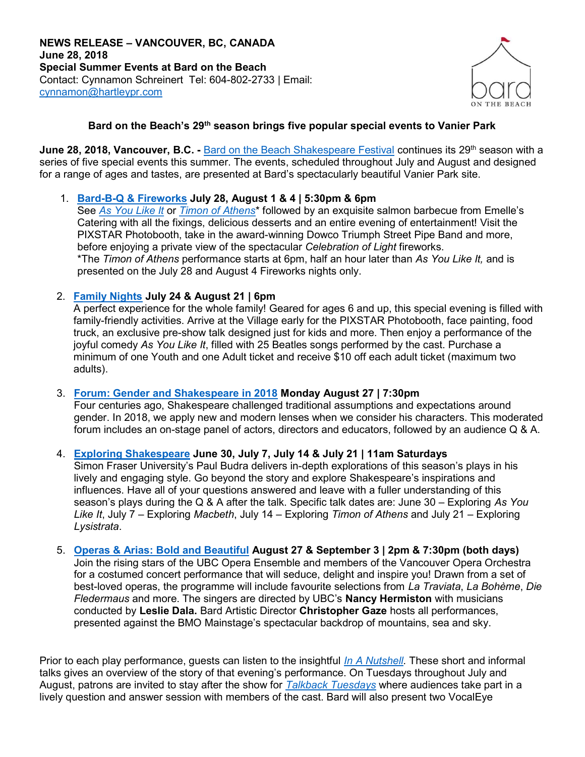**NEWS RELEASE – VANCOUVER, BC, CANADA**
**June 28, 2018**
**Special Summer Events at Bard on the Beach**
Contact: Cynnamon Schreinert Tel: 604-802-2733 | Email: cynnamon@hartleypr.com

bard ON THE BEACH

### Bard on the Beach's 29th season brings five popular special events to Vanier Park

**June 28, 2018, Vancouver, B.C. -** Bard on the Beach Shakespeare Festival continues its 29th season with a series of five special events this summer. The events, scheduled throughout July and August and designed for a range of ages and tastes, are presented at Bard's spectacularly beautiful Vanier Park site.

1. **Bard-B-Q & Fireworks July 28, August 1 & 4 | 5:30pm & 6pm**
   See *As You Like It* or *Timon of Athens** followed by an exquisite salmon barbecue from Emelle's Catering with all the fixings, delicious desserts and an entire evening of entertainment! Visit the PIXSTAR Photobooth, take in the award-winning Dowco Triumph Street Pipe Band and more, before enjoying a private view of the spectacular *Celebration of Light* fireworks.
   *The *Timon of Athens* performance starts at 6pm, half an hour later than *As You Like It,* and is presented on the July 28 and August 4 Fireworks nights only.

2. **Family Nights July 24 & August 21 | 6pm**
   A perfect experience for the whole family! Geared for ages 6 and up, this special evening is filled with family-friendly activities. Arrive at the Village early for the PIXSTAR Photobooth, face painting, food truck, an exclusive pre-show talk designed just for kids and more. Then enjoy a performance of the joyful comedy *As You Like It*, filled with 25 Beatles songs performed by the cast. Purchase a minimum of one Youth and one Adult ticket and receive $10 off each adult ticket (maximum two adults).

3. **Forum: Gender and Shakespeare in 2018 Monday August 27 | 7:30pm**
   Four centuries ago, Shakespeare challenged traditional assumptions and expectations around gender. In 2018, we apply new and modern lenses when we consider his characters. This moderated forum includes an on-stage panel of actors, directors and educators, followed by an audience Q & A.

4. **Exploring Shakespeare June 30, July 7, July 14 & July 21 | 11am Saturdays**
   Simon Fraser University's Paul Budra delivers in-depth explorations of this season's plays in his lively and engaging style. Go beyond the story and explore Shakespeare's inspirations and influences. Have all of your questions answered and leave with a fuller understanding of this season's plays during the Q & A after the talk. Specific talk dates are: June 30 – Exploring *As You Like It*, July 7 – Exploring *Macbeth*, July 14 – Exploring *Timon of Athens* and July 21 – Exploring *Lysistrata*.

5. **Operas & Arias: Bold and Beautiful August 27 & September 3 | 2pm & 7:30pm (both days)**
   Join the rising stars of the UBC Opera Ensemble and members of the Vancouver Opera Orchestra for a costumed concert performance that will seduce, delight and inspire you! Drawn from a set of best-loved operas, the programme will include favourite selections from *La Traviata*, *La Bohème*, *Die Fledermaus* and more. The singers are directed by UBC's **Nancy Hermiston** with musicians conducted by **Leslie Dala.** Bard Artistic Director **Christopher Gaze** hosts all performances, presented against the BMO Mainstage's spectacular backdrop of mountains, sea and sky.

Prior to each play performance, guests can listen to the insightful *In A Nutshell.* These short and informal talks gives an overview of the story of that evening's performance. On Tuesdays throughout July and August, patrons are invited to stay after the show for *Talkback Tuesdays* where audiences take part in a lively question and answer session with members of the cast. Bard will also present two VocalEye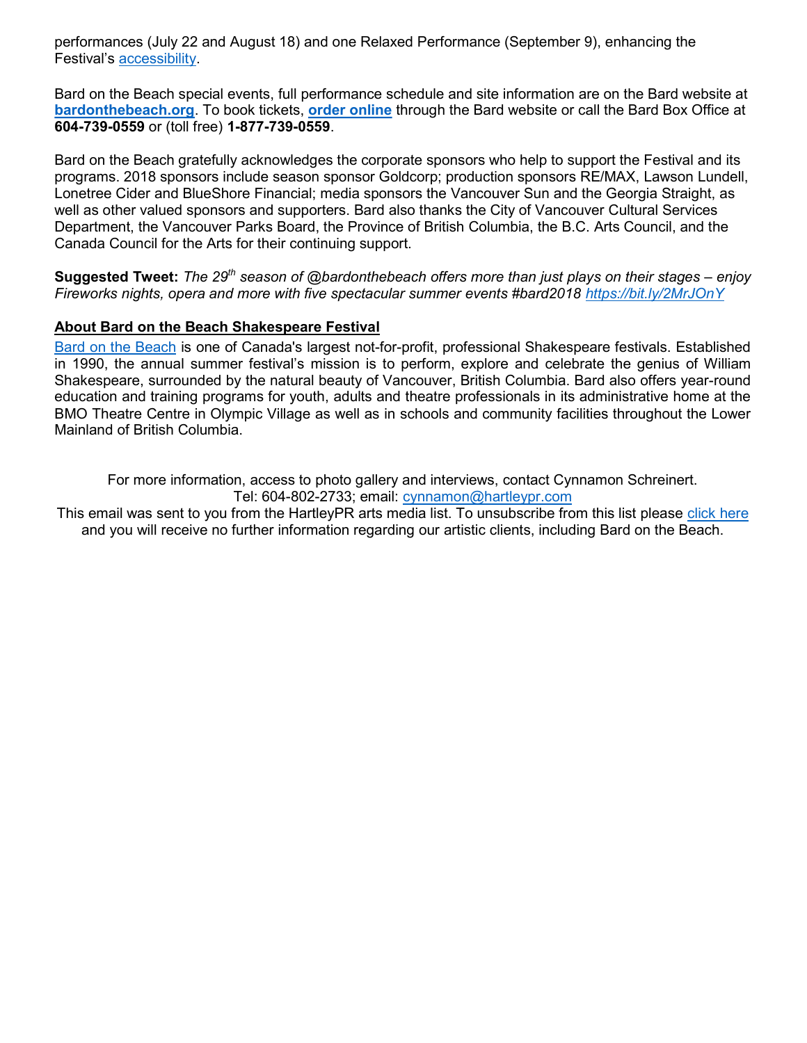performances (July 22 and August 18) and one Relaxed Performance (September 9), enhancing the Festival's accessibility.

Bard on the Beach special events, full performance schedule and site information are on the Bard website at **bardonthebeach.org**. To book tickets, **order online** through the Bard website or call the Bard Box Office at **604-739-0559** or (toll free) **1-877-739-0559**.

Bard on the Beach gratefully acknowledges the corporate sponsors who help to support the Festival and its programs. 2018 sponsors include season sponsor Goldcorp; production sponsors RE/MAX, Lawson Lundell, Lonetree Cider and BlueShore Financial; media sponsors the Vancouver Sun and the Georgia Straight, as well as other valued sponsors and supporters. Bard also thanks the City of Vancouver Cultural Services Department, the Vancouver Parks Board, the Province of British Columbia, the B.C. Arts Council, and the Canada Council for the Arts for their continuing support.

**Suggested Tweet:** *The 29th season of @bardonthebeach offers more than just plays on their stages – enjoy Fireworks nights, opera and more with five spectacular summer events #bard2018 https://bit.ly/2MrJOnY*

**About Bard on the Beach Shakespeare Festival**

Bard on the Beach is one of Canada's largest not-for-profit, professional Shakespeare festivals. Established in 1990, the annual summer festival's mission is to perform, explore and celebrate the genius of William Shakespeare, surrounded by the natural beauty of Vancouver, British Columbia. Bard also offers year-round education and training programs for youth, adults and theatre professionals in its administrative home at the BMO Theatre Centre in Olympic Village as well as in schools and community facilities throughout the Lower Mainland of British Columbia.

For more information, access to photo gallery and interviews, contact Cynnamon Schreinert.
Tel: 604-802-2733; email: cynnamon@hartleypr.com
This email was sent to you from the HartleyPR arts media list. To unsubscribe from this list please click here and you will receive no further information regarding our artistic clients, including Bard on the Beach.